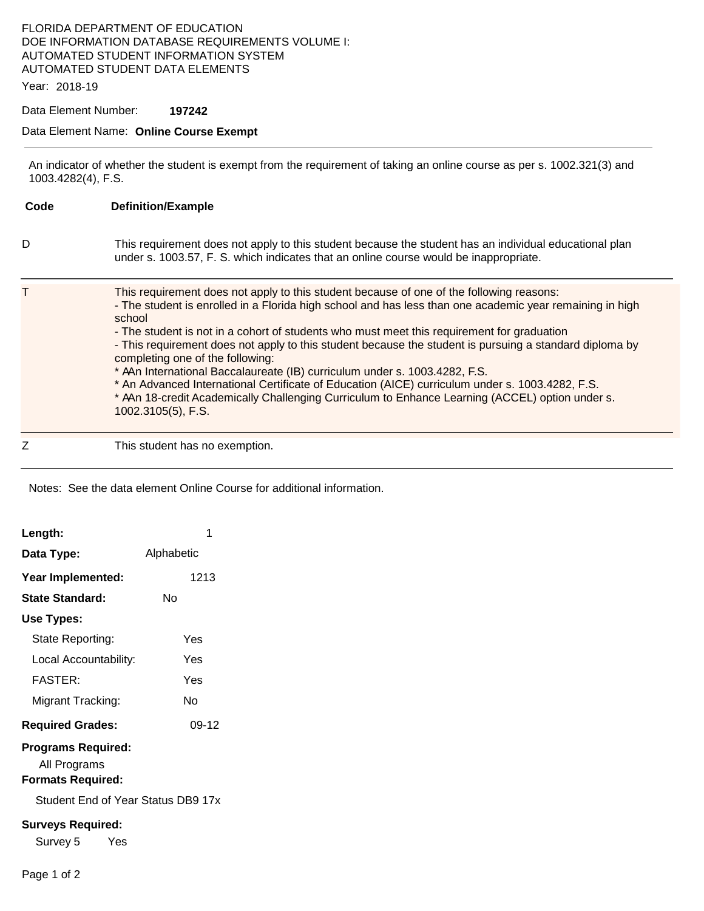FLORIDA DEPARTMENT OF EDUCATION
DOE INFORMATION DATABASE REQUIREMENTS VOLUME I:
AUTOMATED STUDENT INFORMATION SYSTEM
AUTOMATED STUDENT DATA ELEMENTS

Year: 2018-19

Data Element Number: **197242**

Data Element Name: **Online Course Exempt**

---

An indicator of whether the student is exempt from the requirement of taking an online course as per s. 1002.321(3) and 1003.4282(4), F.S.

| Code | Definition/Example |
|---|---|
| D | This requirement does not apply to this student because the student has an individual educational plan under s. 1003.57, F. S. which indicates that an online course would be inappropriate. |
| T | This requirement does not apply to this student because of one of the following reasons:<br>- The student is enrolled in a Florida high school and has less than one academic year remaining in high school<br>- The student is not in a cohort of students who must meet this requirement for graduation<br>- This requirement does not apply to this student because the student is pursuing a standard diploma by completing one of the following:<br>* AAn International Baccalaureate (IB) curriculum under s. 1003.4282, F.S.<br>* An Advanced International Certificate of Education (AICE) curriculum under s. 1003.4282, F.S.<br>* AAn 18-credit Academically Challenging Curriculum to Enhance Learning (ACCEL) option under s. 1002.3105(5), F.S. |
| Z | This student has no exemption. |

Notes: See the data element Online Course for additional information.

**Length:** 1

**Data Type:** Alphabetic

**Year Implemented:** 1213

**State Standard:** No

**Use Types:**

- State Reporting: Yes
- Local Accountability: Yes
- FASTER: Yes
- Migrant Tracking: No

**Required Grades:** 09-12

**Programs Required:**

All Programs

**Formats Required:**

Student End of Year Status DB9 17x

**Surveys Required:**

Survey 5 Yes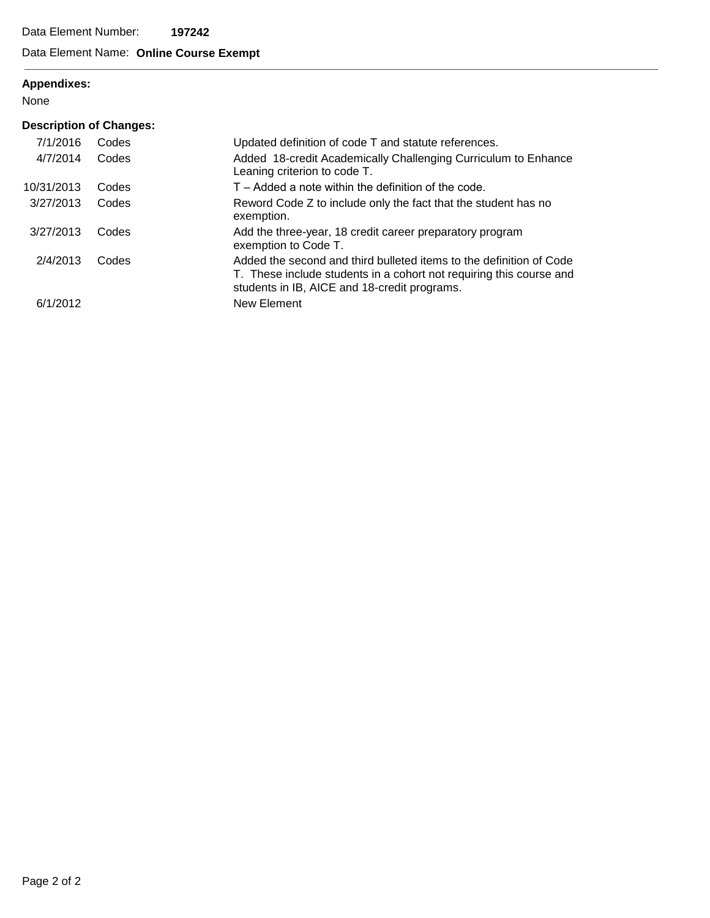Data Element Number: **197242**

Data Element Name: **Online Course Exempt**

**Appendixes:**

None

**Description of Changes:**

| | | |
|---|---|---|
| 7/1/2016 | Codes | Updated definition of code T and statute references. |
| 4/7/2014 | Codes | Added 18-credit Academically Challenging Curriculum to Enhance Leaning criterion to code T. |
| 10/31/2013 | Codes | T – Added a note within the definition of the code. |
| 3/27/2013 | Codes | Reword Code Z to include only the fact that the student has no exemption. |
| 3/27/2013 | Codes | Add the three-year, 18 credit career preparatory program exemption to Code T. |
| 2/4/2013 | Codes | Added the second and third bulleted items to the definition of Code T. These include students in a cohort not requiring this course and students in IB, AICE and 18-credit programs. |
| 6/1/2012 | | New Element |